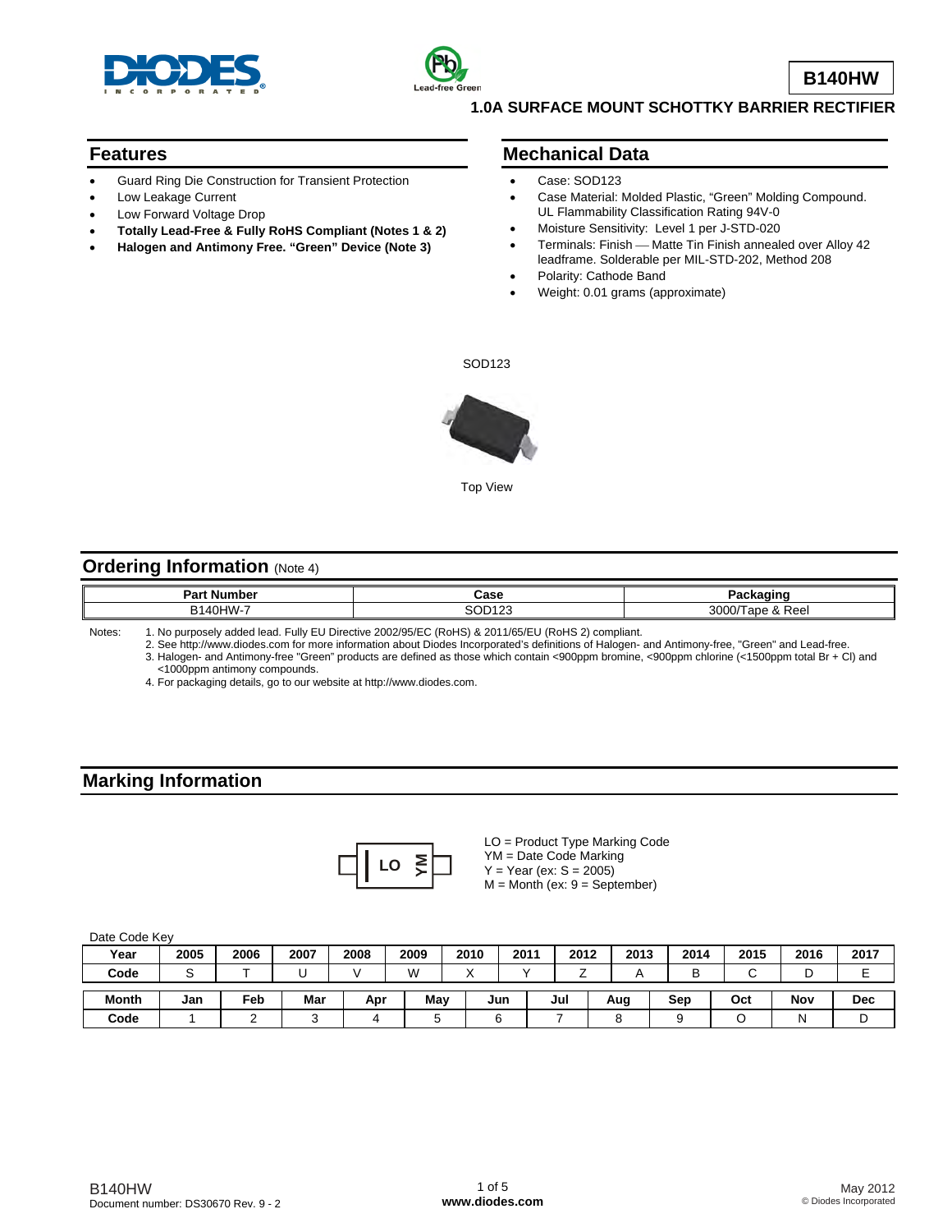# B140HW

## 1.0A SURFACE MOUNT SCHOTTKY BARRIER RECTIFIER

## Features

- Guard Ring Die Construction for Transient Protection
- Low Leakage Current
- Low Forward Voltage Drop
- **Totally Lead-Free & Fully RoHS Compliant (Notes 1 & 2)**
- **Halogen and Antimony Free. "Green" Device (Note 3)**

## Mechanical Data

- Case: SOD123
- Case Material: Molded Plastic, "Green" Molding Compound. UL Flammability Classification Rating 94V-0
- Moisture Sensitivity: Level 1 per J-STD-020
- Terminals: Finish — Matte Tin Finish annealed over Alloy 42 leadframe. Solderable per MIL-STD-202, Method 208
- Polarity: Cathode Band
- Weight: 0.01 grams (approximate)

SOD123

Top View

## Ordering Information (Note 4)

| Part Number | Case | Packaging |
|---|---|---|
| B140HW-7 | SOD123 | 3000/Tape & Reel |

Notes:
1. No purposely added lead. Fully EU Directive 2002/95/EC (RoHS) & 2011/65/EU (RoHS 2) compliant.
2. See http://www.diodes.com for more information about Diodes Incorporated's definitions of Halogen- and Antimony-free, "Green" and Lead-free.
3. Halogen- and Antimony-free "Green" products are defined as those which contain <900ppm bromine, <900ppm chlorine (<1500ppm total Br + Cl) and <1000ppm antimony compounds.
4. For packaging details, go to our website at http://www.diodes.com.

## Marking Information

LO YM

LO = Product Type Marking Code
YM = Date Code Marking
Y = Year (ex: S = 2005)
M = Month (ex: 9 = September)

Date Code Key

| Year | 2005 | 2006 | 2007 | 2008 | 2009 | 2010 | 2011 | 2012 | 2013 | 2014 | 2015 | 2016 | 2017 |
|---|---|---|---|---|---|---|---|---|---|---|---|---|---|
| Code | S | T | U | V | W | X | Y | Z | A | B | C | D | E |

| Month | Jan | Feb | Mar | Apr | May | Jun | Jul | Aug | Sep | Oct | Nov | Dec |
|---|---|---|---|---|---|---|---|---|---|---|---|---|
| Code | 1 | 2 | 3 | 4 | 5 | 6 | 7 | 8 | 9 | O | N | D |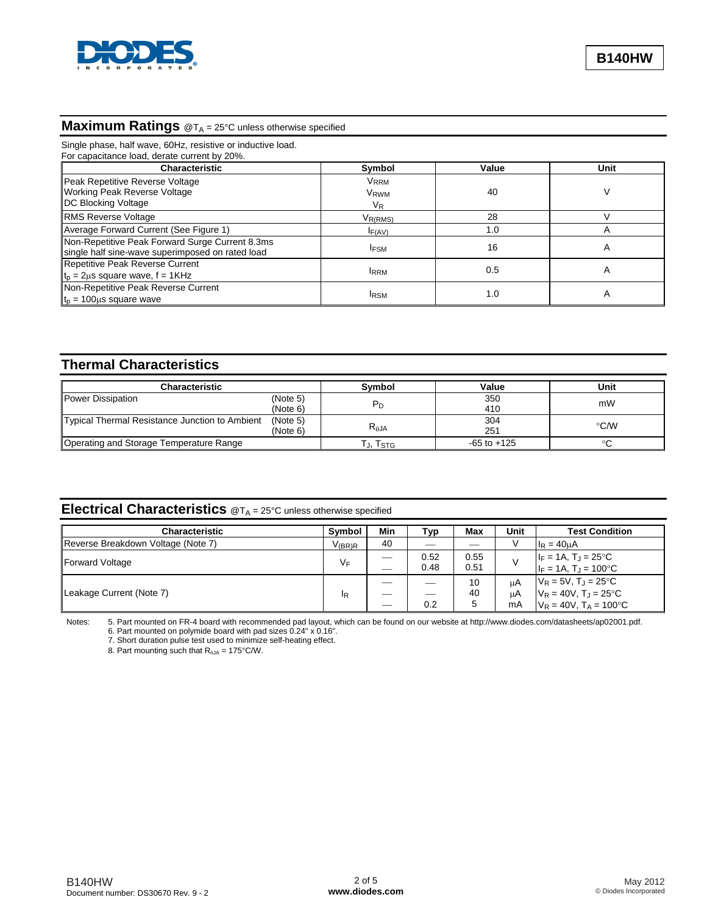## Maximum Ratings @$T_A$ = 25°C unless otherwise specified

Single phase, half wave, 60Hz, resistive or inductive load.
For capacitance load, derate current by 20%.

| Characteristic | Symbol | Value | Unit |
|---|---|---|---|
| Peak Repetitive Reverse Voltage<br>Working Peak Reverse Voltage<br>DC Blocking Voltage | $V_{RRM}$<br>$V_{RWM}$<br>$V_R$ | 40 | V |
| RMS Reverse Voltage | $V_{R(RMS)}$ | 28 | V |
| Average Forward Current (See Figure 1) | $I_{F(AV)}$ | 1.0 | A |
| Non-Repetitive Peak Forward Surge Current 8.3ms single half sine-wave superimposed on rated load | $I_{FSM}$ | 16 | A |
| Repetitive Peak Reverse Current $t_p$ = 2μs square wave, f = 1KHz | $I_{RRM}$ | 0.5 | A |
| Non-Repetitive Peak Reverse Current $t_p$ = 100μs square wave | $I_{RSM}$ | 1.0 | A |

## Thermal Characteristics

| Characteristic | | Symbol | Value | Unit |
|---|---|---|---|---|
| Power Dissipation | (Note 5)<br>(Note 6) | $P_D$ | 350<br>410 | mW |
| Typical Thermal Resistance Junction to Ambient | (Note 5)<br>(Note 6) | $R_{\theta JA}$ | 304<br>251 | °C/W |
| Operating and Storage Temperature Range | | $T_J, T_{STG}$ | -65 to +125 | °C |

## Electrical Characteristics @$T_A$ = 25°C unless otherwise specified

| Characteristic | Symbol | Min | Typ | Max | Unit | Test Condition |
|---|---|---|---|---|---|---|
| Reverse Breakdown Voltage (Note 7) | $V_{(BR)R}$ | 40 | — | — | V | $I_R$ = 40μA |
| Forward Voltage | $V_F$ | —<br>— | 0.52<br>0.48 | 0.55<br>0.51 | V | $I_F$ = 1A, $T_J$ = 25°C<br>$I_F$ = 1A, $T_J$ = 100°C |
| Leakage Current (Note 7) | $I_R$ | —<br>—<br>— | —<br>—<br>0.2 | 10<br>40<br>5 | μA<br>μA<br>mA | $V_R$ = 5V, $T_J$ = 25°C<br>$V_R$ = 40V, $T_J$ = 25°C<br>$V_R$ = 40V, $T_A$ = 100°C |

Notes:
5. Part mounted on FR-4 board with recommended pad layout, which can be found on our website at http://www.diodes.com/datasheets/ap02001.pdf.
6. Part mounted on polymide board with pad sizes 0.24" x 0.16".
7. Short duration pulse test used to minimize self-heating effect.
8. Part mounting such that $R_{\theta JA}$ = 175°C/W.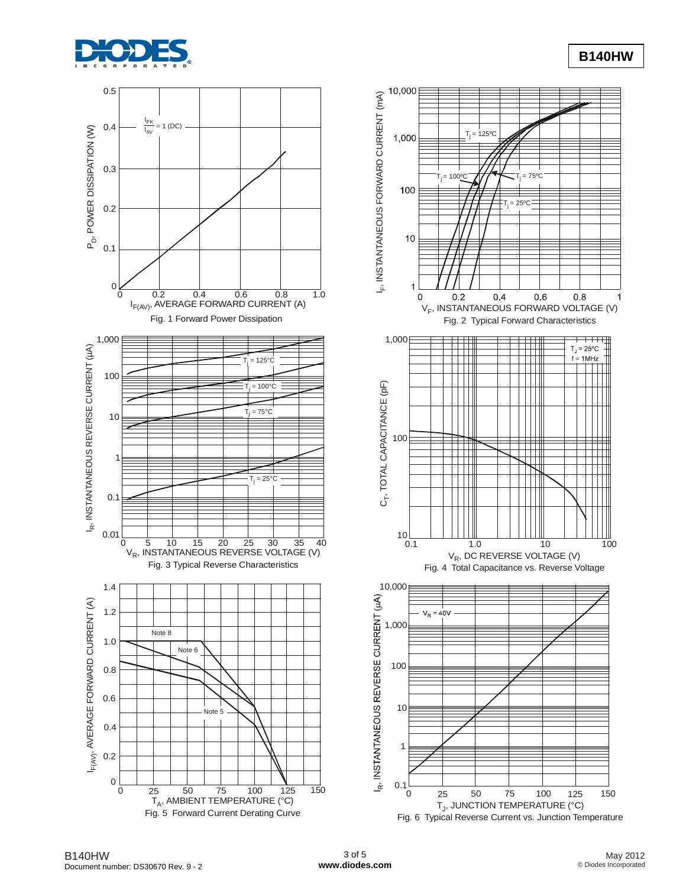Fig. 1 Forward Power Dissipation

Fig. 2 Typical Forward Characteristics

Fig. 3 Typical Reverse Characteristics

Fig. 4 Total Capacitance vs. Reverse Voltage

Fig. 5 Forward Current Derating Curve

Fig. 6 Typical Reverse Current vs. Junction Temperature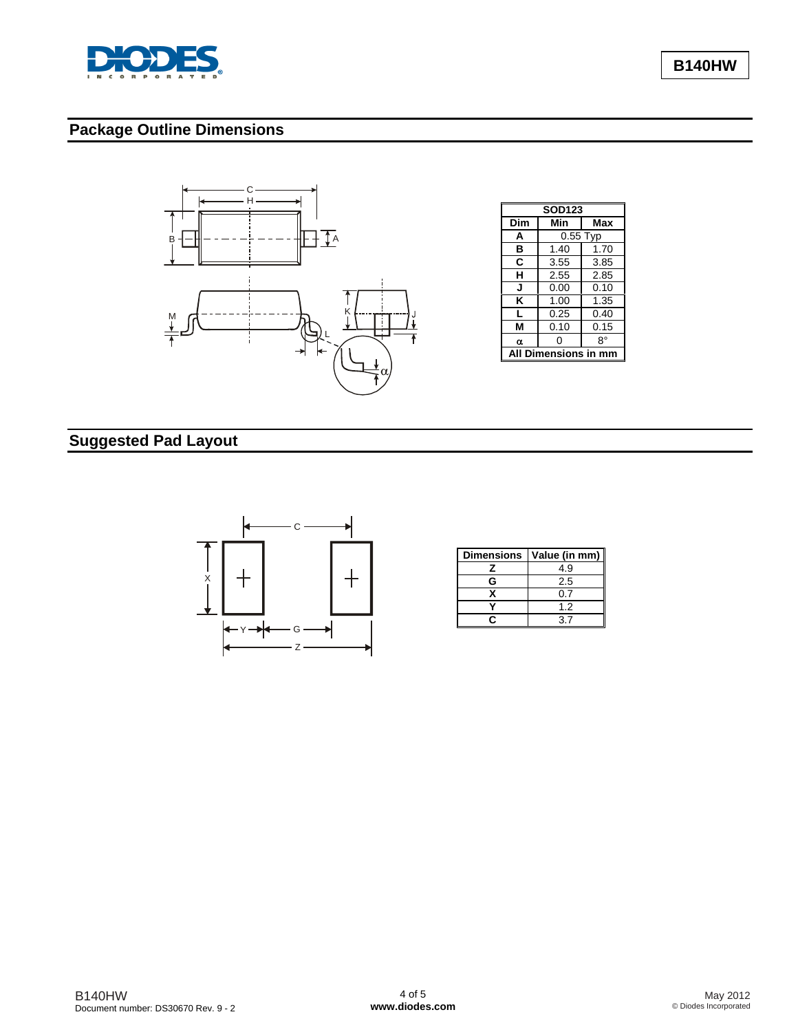## Package Outline Dimensions

| SOD123 | | |
|---|---|---|
| **Dim** | **Min** | **Max** |
| **A** | 0.55 Typ | |
| **B** | 1.40 | 1.70 |
| **C** | 3.55 | 3.85 |
| **H** | 2.55 | 2.85 |
| **J** | 0.00 | 0.10 |
| **K** | 1.00 | 1.35 |
| **L** | 0.25 | 0.40 |
| **M** | 0.10 | 0.15 |
| **α** | 0 | 8° |
| **All Dimensions in mm** | | |

## Suggested Pad Layout

| Dimensions | Value (in mm) |
|---|---|
| **Z** | 4.9 |
| **G** | 2.5 |
| **X** | 0.7 |
| **Y** | 1.2 |
| **C** | 3.7 |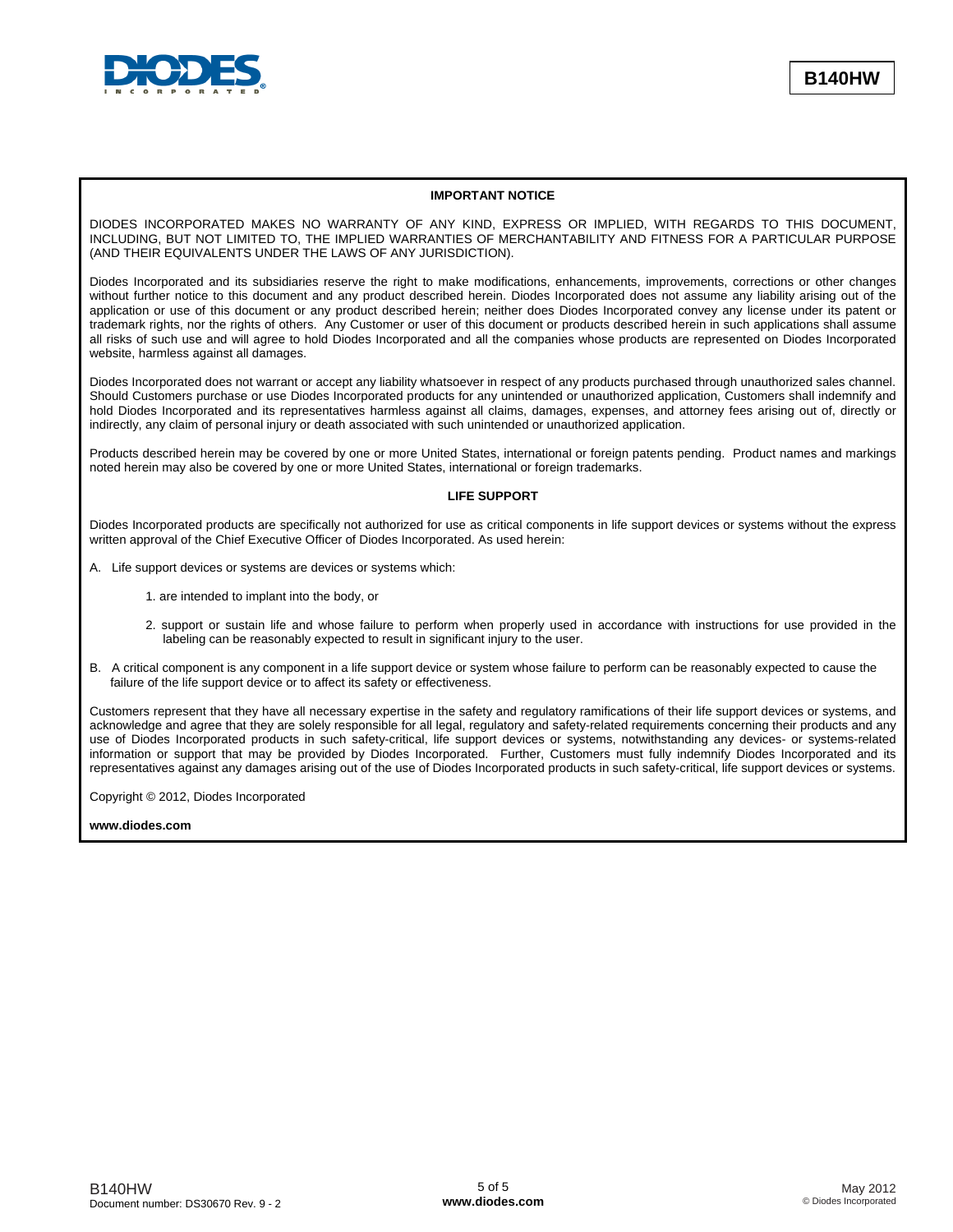## IMPORTANT NOTICE

DIODES INCORPORATED MAKES NO WARRANTY OF ANY KIND, EXPRESS OR IMPLIED, WITH REGARDS TO THIS DOCUMENT, INCLUDING, BUT NOT LIMITED TO, THE IMPLIED WARRANTIES OF MERCHANTABILITY AND FITNESS FOR A PARTICULAR PURPOSE (AND THEIR EQUIVALENTS UNDER THE LAWS OF ANY JURISDICTION).

Diodes Incorporated and its subsidiaries reserve the right to make modifications, enhancements, improvements, corrections or other changes without further notice to this document and any product described herein. Diodes Incorporated does not assume any liability arising out of the application or use of this document or any product described herein; neither does Diodes Incorporated convey any license under its patent or trademark rights, nor the rights of others. Any Customer or user of this document or products described herein in such applications shall assume all risks of such use and will agree to hold Diodes Incorporated and all the companies whose products are represented on Diodes Incorporated website, harmless against all damages.

Diodes Incorporated does not warrant or accept any liability whatsoever in respect of any products purchased through unauthorized sales channel. Should Customers purchase or use Diodes Incorporated products for any unintended or unauthorized application, Customers shall indemnify and hold Diodes Incorporated and its representatives harmless against all claims, damages, expenses, and attorney fees arising out of, directly or indirectly, any claim of personal injury or death associated with such unintended or unauthorized application.

Products described herein may be covered by one or more United States, international or foreign patents pending. Product names and markings noted herein may also be covered by one or more United States, international or foreign trademarks.

## LIFE SUPPORT

Diodes Incorporated products are specifically not authorized for use as critical components in life support devices or systems without the express written approval of the Chief Executive Officer of Diodes Incorporated. As used herein:

A. Life support devices or systems are devices or systems which:

1. are intended to implant into the body, or

2. support or sustain life and whose failure to perform when properly used in accordance with instructions for use provided in the labeling can be reasonably expected to result in significant injury to the user.

B. A critical component is any component in a life support device or system whose failure to perform can be reasonably expected to cause the failure of the life support device or to affect its safety or effectiveness.

Customers represent that they have all necessary expertise in the safety and regulatory ramifications of their life support devices or systems, and acknowledge and agree that they are solely responsible for all legal, regulatory and safety-related requirements concerning their products and any use of Diodes Incorporated products in such safety-critical, life support devices or systems, notwithstanding any devices- or systems-related information or support that may be provided by Diodes Incorporated. Further, Customers must fully indemnify Diodes Incorporated and its representatives against any damages arising out of the use of Diodes Incorporated products in such safety-critical, life support devices or systems.

Copyright © 2012, Diodes Incorporated

**www.diodes.com**